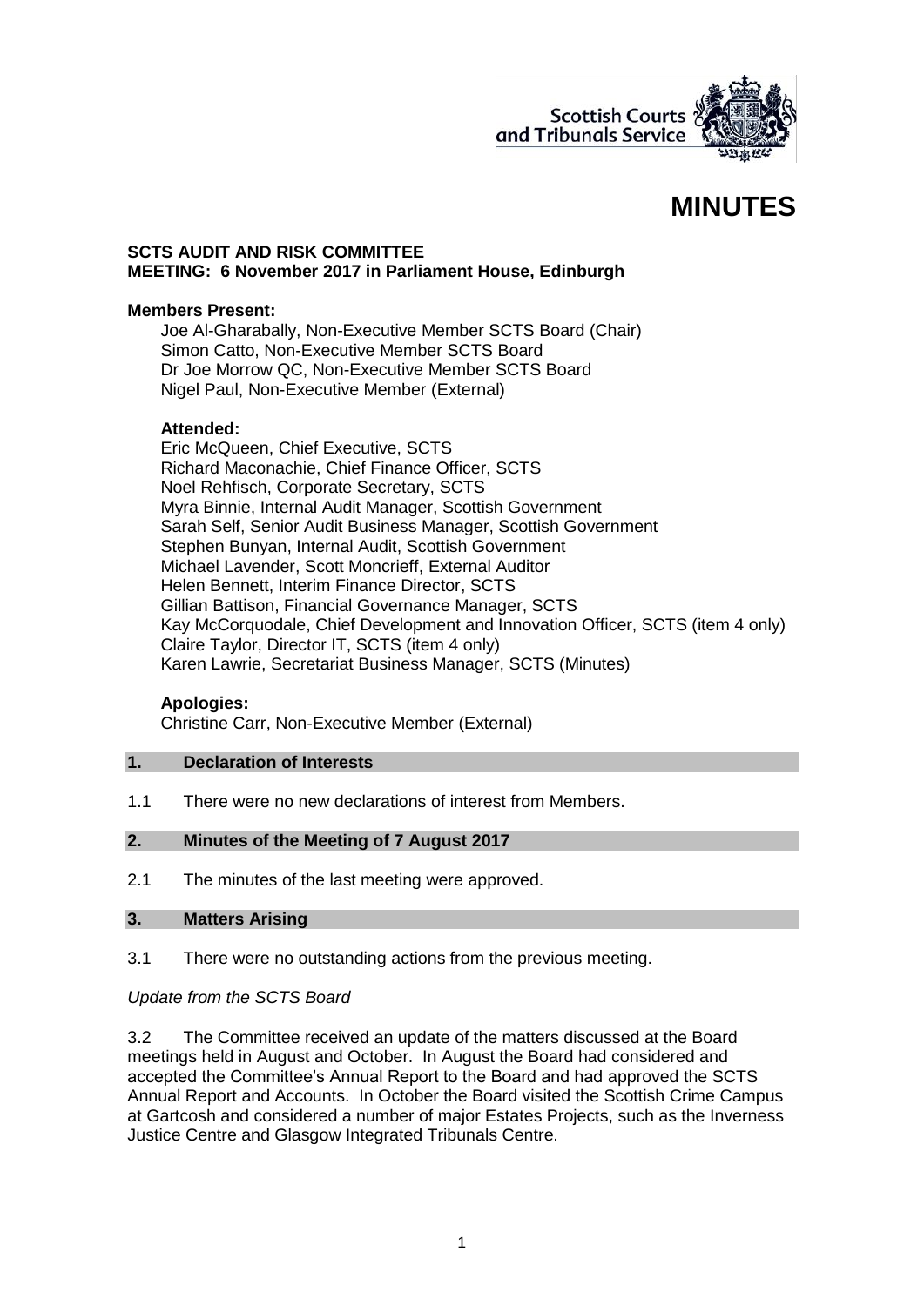# MINUTES

**SCTS AUDIT AND RISK COMMITTEE**
**MEETING: 6 November 2017 in Parliament House, Edinburgh**

**Members Present:**

Joe Al-Gharabally, Non-Executive Member SCTS Board (Chair)
Simon Catto, Non-Executive Member SCTS Board
Dr Joe Morrow QC, Non-Executive Member SCTS Board
Nigel Paul, Non-Executive Member (External)

**Attended:**

Eric McQueen, Chief Executive, SCTS
Richard Maconachie, Chief Finance Officer, SCTS
Noel Rehfisch, Corporate Secretary, SCTS
Myra Binnie, Internal Audit Manager, Scottish Government
Sarah Self, Senior Audit Business Manager, Scottish Government
Stephen Bunyan, Internal Audit, Scottish Government
Michael Lavender, Scott Moncrieff, External Auditor
Helen Bennett, Interim Finance Director, SCTS
Gillian Battison, Financial Governance Manager, SCTS
Kay McCorquodale, Chief Development and Innovation Officer, SCTS (item 4 only)
Claire Taylor, Director IT, SCTS (item 4 only)
Karen Lawrie, Secretariat Business Manager, SCTS (Minutes)

**Apologies:**

Christine Carr, Non-Executive Member (External)

## 1. Declaration of Interests

1.1 There were no new declarations of interest from Members.

## 2. Minutes of the Meeting of 7 August 2017

2.1 The minutes of the last meeting were approved.

## 3. Matters Arising

3.1 There were no outstanding actions from the previous meeting.

*Update from the SCTS Board*

3.2 The Committee received an update of the matters discussed at the Board meetings held in August and October. In August the Board had considered and accepted the Committee's Annual Report to the Board and had approved the SCTS Annual Report and Accounts. In October the Board visited the Scottish Crime Campus at Gartcosh and considered a number of major Estates Projects, such as the Inverness Justice Centre and Glasgow Integrated Tribunals Centre.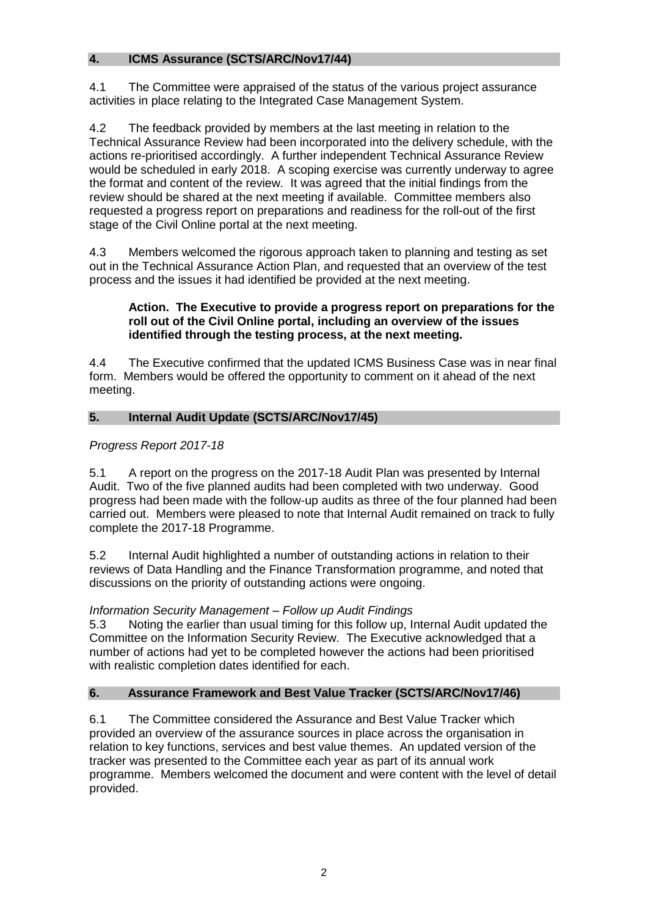## 4. ICMS Assurance (SCTS/ARC/Nov17/44)

4.1 The Committee were appraised of the status of the various project assurance activities in place relating to the Integrated Case Management System.

4.2 The feedback provided by members at the last meeting in relation to the Technical Assurance Review had been incorporated into the delivery schedule, with the actions re-prioritised accordingly. A further independent Technical Assurance Review would be scheduled in early 2018. A scoping exercise was currently underway to agree the format and content of the review. It was agreed that the initial findings from the review should be shared at the next meeting if available. Committee members also requested a progress report on preparations and readiness for the roll-out of the first stage of the Civil Online portal at the next meeting.

4.3 Members welcomed the rigorous approach taken to planning and testing as set out in the Technical Assurance Action Plan, and requested that an overview of the test process and the issues it had identified be provided at the next meeting.

> **Action. The Executive to provide a progress report on preparations for the roll out of the Civil Online portal, including an overview of the issues identified through the testing process, at the next meeting.**

4.4 The Executive confirmed that the updated ICMS Business Case was in near final form. Members would be offered the opportunity to comment on it ahead of the next meeting.

## 5. Internal Audit Update (SCTS/ARC/Nov17/45)

*Progress Report 2017-18*

5.1 A report on the progress on the 2017-18 Audit Plan was presented by Internal Audit. Two of the five planned audits had been completed with two underway. Good progress had been made with the follow-up audits as three of the four planned had been carried out. Members were pleased to note that Internal Audit remained on track to fully complete the 2017-18 Programme.

5.2 Internal Audit highlighted a number of outstanding actions in relation to their reviews of Data Handling and the Finance Transformation programme, and noted that discussions on the priority of outstanding actions were ongoing.

*Information Security Management – Follow up Audit Findings*

5.3 Noting the earlier than usual timing for this follow up, Internal Audit updated the Committee on the Information Security Review. The Executive acknowledged that a number of actions had yet to be completed however the actions had been prioritised with realistic completion dates identified for each.

## 6. Assurance Framework and Best Value Tracker (SCTS/ARC/Nov17/46)

6.1 The Committee considered the Assurance and Best Value Tracker which provided an overview of the assurance sources in place across the organisation in relation to key functions, services and best value themes. An updated version of the tracker was presented to the Committee each year as part of its annual work programme. Members welcomed the document and were content with the level of detail provided.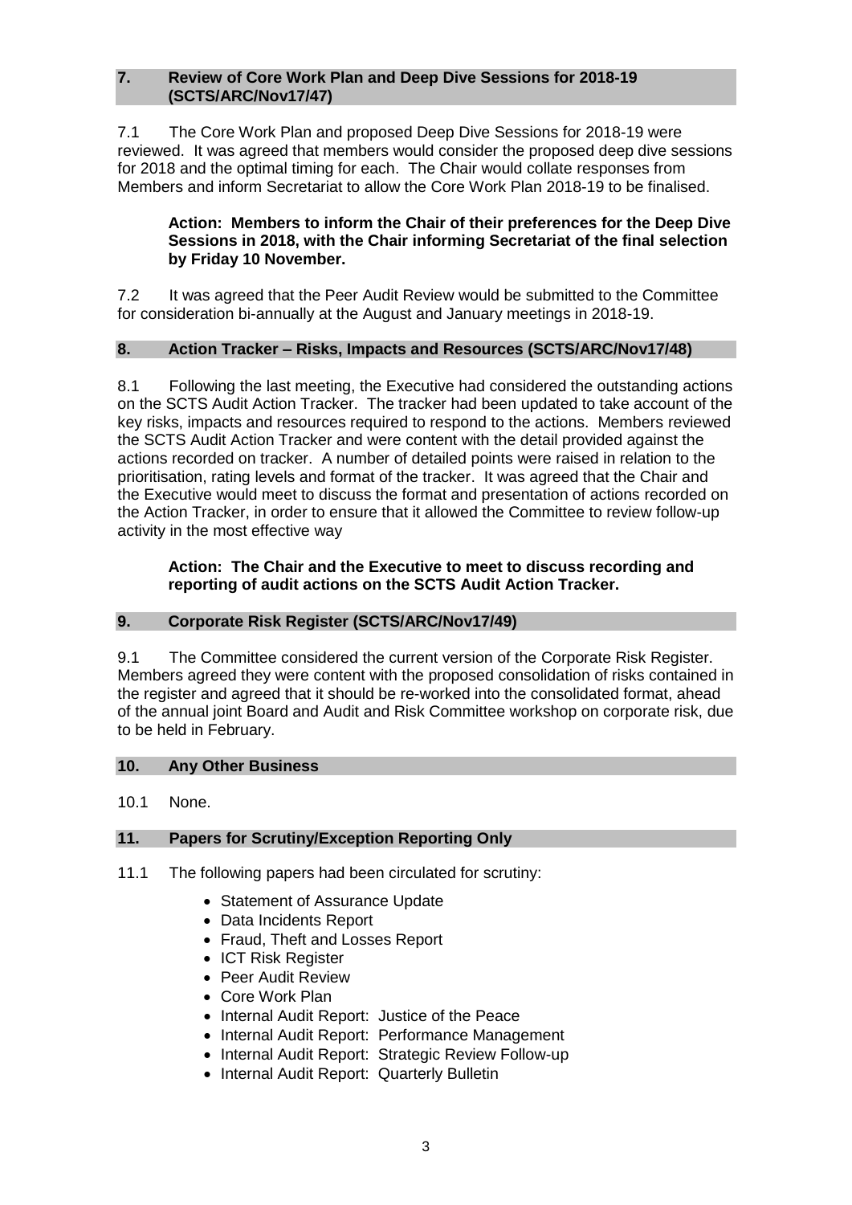## 7. Review of Core Work Plan and Deep Dive Sessions for 2018-19 (SCTS/ARC/Nov17/47)

7.1 The Core Work Plan and proposed Deep Dive Sessions for 2018-19 were reviewed. It was agreed that members would consider the proposed deep dive sessions for 2018 and the optimal timing for each. The Chair would collate responses from Members and inform Secretariat to allow the Core Work Plan 2018-19 to be finalised.

> **Action: Members to inform the Chair of their preferences for the Deep Dive Sessions in 2018, with the Chair informing Secretariat of the final selection by Friday 10 November.**

7.2 It was agreed that the Peer Audit Review would be submitted to the Committee for consideration bi-annually at the August and January meetings in 2018-19.

## 8. Action Tracker – Risks, Impacts and Resources (SCTS/ARC/Nov17/48)

8.1 Following the last meeting, the Executive had considered the outstanding actions on the SCTS Audit Action Tracker. The tracker had been updated to take account of the key risks, impacts and resources required to respond to the actions. Members reviewed the SCTS Audit Action Tracker and were content with the detail provided against the actions recorded on tracker. A number of detailed points were raised in relation to the prioritisation, rating levels and format of the tracker. It was agreed that the Chair and the Executive would meet to discuss the format and presentation of actions recorded on the Action Tracker, in order to ensure that it allowed the Committee to review follow-up activity in the most effective way

> **Action: The Chair and the Executive to meet to discuss recording and reporting of audit actions on the SCTS Audit Action Tracker.**

## 9. Corporate Risk Register (SCTS/ARC/Nov17/49)

9.1 The Committee considered the current version of the Corporate Risk Register. Members agreed they were content with the proposed consolidation of risks contained in the register and agreed that it should be re-worked into the consolidated format, ahead of the annual joint Board and Audit and Risk Committee workshop on corporate risk, due to be held in February.

## 10. Any Other Business

10.1 None.

## 11. Papers for Scrutiny/Exception Reporting Only

11.1 The following papers had been circulated for scrutiny:

- Statement of Assurance Update
- Data Incidents Report
- Fraud, Theft and Losses Report
- ICT Risk Register
- Peer Audit Review
- Core Work Plan
- Internal Audit Report: Justice of the Peace
- Internal Audit Report: Performance Management
- Internal Audit Report: Strategic Review Follow-up
- Internal Audit Report: Quarterly Bulletin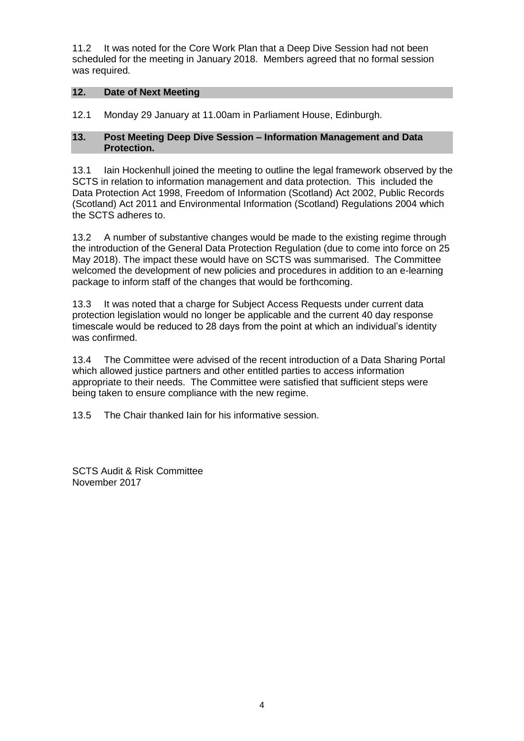11.2 It was noted for the Core Work Plan that a Deep Dive Session had not been scheduled for the meeting in January 2018. Members agreed that no formal session was required.

## 12. Date of Next Meeting

12.1 Monday 29 January at 11.00am in Parliament House, Edinburgh.

## 13. Post Meeting Deep Dive Session – Information Management and Data Protection.

13.1 Iain Hockenhull joined the meeting to outline the legal framework observed by the SCTS in relation to information management and data protection. This included the Data Protection Act 1998, Freedom of Information (Scotland) Act 2002, Public Records (Scotland) Act 2011 and Environmental Information (Scotland) Regulations 2004 which the SCTS adheres to.

13.2 A number of substantive changes would be made to the existing regime through the introduction of the General Data Protection Regulation (due to come into force on 25 May 2018). The impact these would have on SCTS was summarised. The Committee welcomed the development of new policies and procedures in addition to an e-learning package to inform staff of the changes that would be forthcoming.

13.3 It was noted that a charge for Subject Access Requests under current data protection legislation would no longer be applicable and the current 40 day response timescale would be reduced to 28 days from the point at which an individual's identity was confirmed.

13.4 The Committee were advised of the recent introduction of a Data Sharing Portal which allowed justice partners and other entitled parties to access information appropriate to their needs. The Committee were satisfied that sufficient steps were being taken to ensure compliance with the new regime.

13.5 The Chair thanked Iain for his informative session.

SCTS Audit & Risk Committee
November 2017